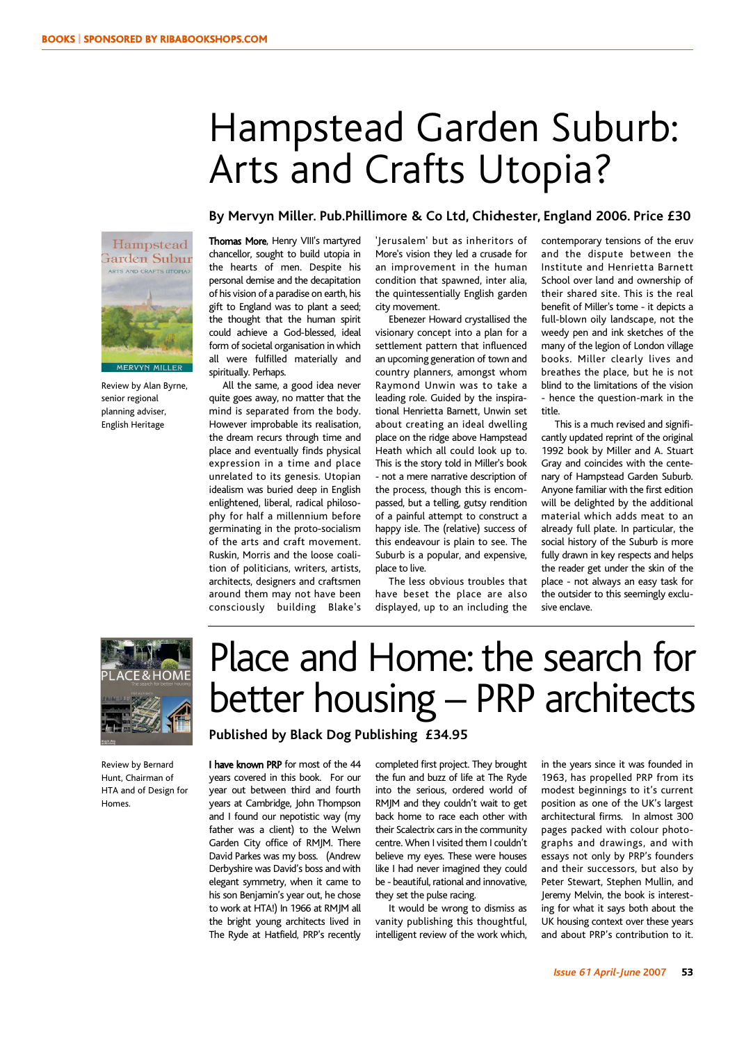# Hampstead Garden Suburb: Arts and Crafts Utopia?

### By Mervyn Miller. Pub.Phillimore & Co Ltd, Chichester, England 2006. Price £30

Review by Alan Byrne, senior regional planning adviser, English Heritage

**Thomas More**, Henry VIII's martyred chancellor, sought to build utopia in the hearts of men. Despite his personal demise and the decapitation of his vision of a paradise on earth, his gift to England was to plant a seed; the thought that the human spirit could achieve a God-blessed, ideal form of societal organisation in which all were fulfilled materially and spiritually. Perhaps.

All the same, a good idea never quite goes away, no matter that the mind is separated from the body. However improbable its realisation, the dream recurs through time and place and eventually finds physical expression in a time and place unrelated to its genesis. Utopian idealism was buried deep in English enlightened, liberal, radical philosophy for half a millennium before germinating in the proto-socialism of the arts and craft movement. Ruskin, Morris and the loose coalition of politicians, writers, artists, architects, designers and craftsmen around them may not have been consciously building Blake's 'Jerusalem' but as inheritors of More's vision they led a crusade for an improvement in the human condition that spawned, inter alia, the quintessentially English garden city movement.

Ebenezer Howard crystallised the visionary concept into a plan for a settlement pattern that influenced an upcoming generation of town and country planners, amongst whom Raymond Unwin was to take a leading role. Guided by the inspirational Henrietta Barnett, Unwin set about creating an ideal dwelling place on the ridge above Hampstead Heath which all could look up to. This is the story told in Miller's book - not a mere narrative description of the process, though this is encompassed, but a telling, gutsy rendition of a painful attempt to construct a happy isle. The (relative) success of this endeavour is plain to see. The Suburb is a popular, and expensive, place to live.

The less obvious troubles that have beset the place are also displayed, up to an including the contemporary tensions of the eruv and the dispute between the Institute and Henrietta Barnett School over land and ownership of their shared site. This is the real benefit of Miller's tome - it depicts a full-blown oily landscape, not the weedy pen and ink sketches of the many of the legion of London village books. Miller clearly lives and breathes the place, but he is not blind to the limitations of the vision - hence the question-mark in the title.

This is a much revised and significantly updated reprint of the original 1992 book by Miller and A. Stuart Gray and coincides with the centenary of Hampstead Garden Suburb. Anyone familiar with the first edition will be delighted by the additional material which adds meat to an already full plate. In particular, the social history of the Suburb is more fully drawn in key respects and helps the reader get under the skin of the place - not always an easy task for the outsider to this seemingly exclusive enclave.

# Place and Home: the search for better housing – PRP architects

### Published by Black Dog Publishing £34.95

Review by Bernard Hunt, Chairman of HTA and of Design for Homes.

**I have known PRP** for most of the 44 years covered in this book. For our year out between third and fourth years at Cambridge, John Thompson and I found our nepotistic way (my father was a client) to the Welwn Garden City office of RMJM. There David Parkes was my boss. (Andrew Derbyshire was David's boss and with elegant symmetry, when it came to his son Benjamin's year out, he chose to work at HTA!) In 1966 at RMJM all the bright young architects lived in The Ryde at Hatfield, PRP's recently completed first project. They brought the fun and buzz of life at The Ryde into the serious, ordered world of RMJM and they couldn't wait to get back home to race each other with their Scalextrix cars in the community centre. When I visited them I couldn't believe my eyes. These were houses like I had never imagined they could be - beautiful, rational and innovative, they set the pulse racing.

It would be wrong to dismiss as vanity publishing this thoughtful, intelligent review of the work which, in the years since it was founded in 1963, has propelled PRP from its modest beginnings to it's current position as one of the UK's largest architectural firms. In almost 300 pages packed with colour photographs and drawings, and with essays not only by PRP's founders and their successors, but also by Peter Stewart, Stephen Mullin, and Jeremy Melvin, the book is interesting for what it says both about the UK housing context over these years and about PRP's contribution to it.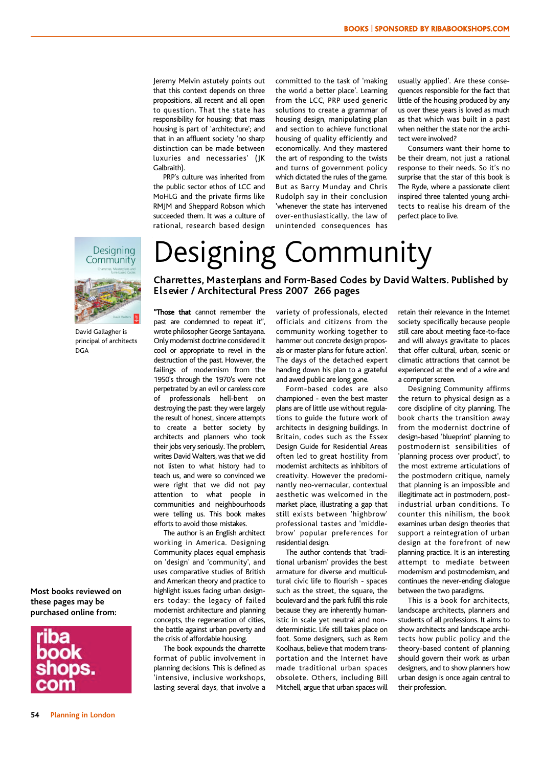Jeremy Melvin astutely points out that this context depends on three propositions, all recent and all open to question. That the state has responsibility for housing; that mass housing is part of 'architecture'; and that in an affluent society 'no sharp distinction can be made between luxuries and necessaries' (JK Galbraith).

PRP's culture was inherited from the public sector ethos of LCC and MoHLG and the private firms like RMJM and Sheppard Robson which succeeded them. It was a culture of rational, research based design committed to the task of 'making the world a better place'. Learning from the LCC, PRP used generic solutions to create a grammar of housing design, manipulating plan and section to achieve functional housing of quality efficiently and economically. And they mastered the art of responding to the twists and turns of government policy which dictated the rules of the game. But as Barry Munday and Chris Rudolph say in their conclusion 'whenever the state has intervened over-enthusiastically, the law of unintended consequences has usually applied'. Are these consequences responsible for the fact that little of the housing produced by any us over these years is loved as much as that which was built in a past when neither the state nor the architect were involved?

Consumers want their home to be their dream, not just a rational response to their needs. So it's no surprise that the star of this book is The Ryde, where a passionate client inspired three talented young architects to realise his dream of the perfect place to live.

# Designing Community

## Charrettes, Masterplans and Form-Based Codes by David Walters. Published by Elsevier / Architectural Press 2007 266 pages

David Gallagher is principal of architects DGA

"Those that cannot remember the past are condemned to repeat it", wrote philosopher George Santayana. Only modernist doctrine considered it cool or appropriate to revel in the destruction of the past. However, the failings of modernism from the 1950's through the 1970's were not perpetrated by an evil or careless core of professionals hell-bent on destroying the past: they were largely the result of honest, sincere attempts to create a better society by architects and planners who took their jobs very seriously. The problem, writes David Walters, was that we did not listen to what history had to teach us, and were so convinced we were right that we did not pay attention to what people in communities and neighbourhoods were telling us. This book makes efforts to avoid those mistakes.

The author is an English architect working in America. Designing Community places equal emphasis on 'design' and 'community', and uses comparative studies of British and American theory and practice to highlight issues facing urban designers today: the legacy of failed modernist architecture and planning concepts, the regeneration of cities, the battle against urban poverty and the crisis of affordable housing.

The book expounds the charrette format of public involvement in planning decisions. This is defined as 'intensive, inclusive workshops, lasting several days, that involve a variety of professionals, elected officials and citizens from the community working together to hammer out concrete design proposals or master plans for future action'. The days of the detached expert handing down his plan to a grateful and awed public are long gone.

Form-based codes are also championed - even the best master plans are of little use without regulations to guide the future work of architects in designing buildings. In Britain, codes such as the Essex Design Guide for Residential Areas often led to great hostility from modernist architects as inhibitors of creativity. However the predominantly neo-vernacular, contextual aesthetic was welcomed in the market place, illustrating a gap that still exists between 'highbrow' professional tastes and 'middle-brow' popular preferences for residential design.

The author contends that 'traditional urbanism' provides the best armature for diverse and multicultural civic life to flourish - spaces such as the street, the square, the boulevard and the park fulfil this role because they are inherently humanistic in scale yet neutral and non-deterministic. Life still takes place on foot. Some designers, such as Rem Koolhaus, believe that modern transportation and the Internet have made traditional urban spaces obsolete. Others, including Bill Mitchell, argue that urban spaces will retain their relevance in the Internet society specifically because people still care about meeting face-to-face and will always gravitate to places that offer cultural, urban, scenic or climatic attractions that cannot be experienced at the end of a wire and a computer screen.

Designing Community affirms the return to physical design as a core discipline of city planning. The book charts the transition away from the modernist doctrine of design-based 'blueprint' planning to postmodernist sensibilities of 'planning process over product', to the most extreme articulations of the postmodern critique, namely that planning is an impossible and illegitimate act in postmodern, post-industrial urban conditions. To counter this nihilism, the book examines urban design theories that support a reintegration of urban design at the forefront of new planning practice. It is an interesting attempt to mediate between modernism and postmodernism, and continues the never-ending dialogue between the two paradigms.

This is a book for architects, landscape architects, planners and students of all professions. It aims to show architects and landscape architects how public policy and the theory-based content of planning should govern their work as urban designers, and to show planners how urban design is once again central to their profession.

**Most books reviewed on these pages may be purchased online from:**

riba book shops. com